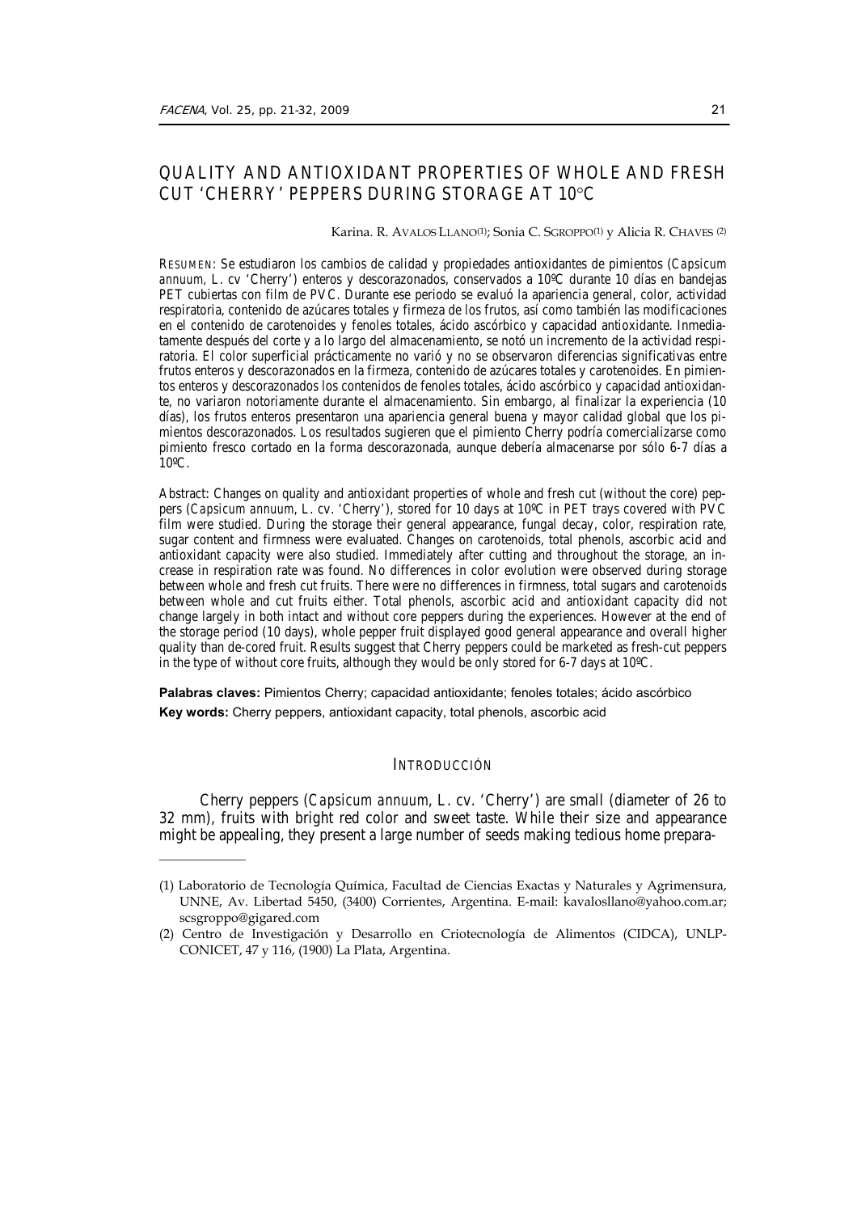# QUALITY AND ANTIOXIDANT PROPERTIES OF WHOLE AND FRESH CUT 'CHERRY' PEPPERS DURING STORAGE AT 10°C

Karina. R. AVALOS LLANO[1]; Sonia C. SGROPPO[1] y Alicia R. CHAVES [2]

RESUMEN: Se estudiaron los cambios de calidad y propiedades antioxidantes de pimientos (*Capsicum annuum*, L. cv 'Cherry') enteros y descorazonados, conservados a 10ºC durante 10 días en bandejas PET cubiertas con film de PVC. Durante ese periodo se evaluó la apariencia general, color, actividad respiratoria, contenido de azúcares totales y firmeza de los frutos, así como también las modificaciones en el contenido de carotenoides y fenoles totales, ácido ascórbico y capacidad antioxidante. Inmediatamente después del corte y a lo largo del almacenamiento, se notó un incremento de la actividad respiratoria. El color superficial prácticamente no varió y no se observaron diferencias significativas entre frutos enteros y descorazonados en la firmeza, contenido de azúcares totales y carotenoides. En pimientos enteros y descorazonados los contenidos de fenoles totales, ácido ascórbico y capacidad antioxidante, no variaron notoriamente durante el almacenamiento. Sin embargo, al finalizar la experiencia (10 días), los frutos enteros presentaron una apariencia general buena y mayor calidad global que los pimientos descorazonados. Los resultados sugieren que el pimiento Cherry podría comercializarse como pimiento fresco cortado en la forma descorazonada, aunque debería almacenarse por sólo 6-7 días a 10ºC.

Abstract: Changes on quality and antioxidant properties of whole and fresh cut (without the core) peppers (*Capsicum annuum*, L. cv. 'Cherry'), stored for 10 days at 10ºC in PET trays covered with PVC film were studied. During the storage their general appearance, fungal decay, color, respiration rate, sugar content and firmness were evaluated. Changes on carotenoids, total phenols, ascorbic acid and antioxidant capacity were also studied. Immediately after cutting and throughout the storage, an increase in respiration rate was found. No differences in color evolution were observed during storage between whole and fresh cut fruits. There were no differences in firmness, total sugars and carotenoids between whole and cut fruits either. Total phenols, ascorbic acid and antioxidant capacity did not change largely in both intact and without core peppers during the experiences. However at the end of the storage period (10 days), whole pepper fruit displayed good general appearance and overall higher quality than de-cored fruit. Results suggest that Cherry peppers could be marketed as fresh-cut peppers in the type of without core fruits, although they would be only stored for 6-7 days at 10ºC.

**Palabras claves:** Pimientos Cherry; capacidad antioxidante; fenoles totales; ácido ascórbico

**Key words:** Cherry peppers, antioxidant capacity, total phenols, ascorbic acid

## INTRODUCCIÓN

Cherry peppers (*Capsicum annuum*, L. cv. 'Cherry') are small (diameter of 26 to 32 mm), fruits with bright red color and sweet taste. While their size and appearance might be appealing, they present a large number of seeds making tedious home prepara-

(1) Laboratorio de Tecnología Química, Facultad de Ciencias Exactas y Naturales y Agrimensura, UNNE, Av. Libertad 5450, (3400) Corrientes, Argentina. E-mail: kavalosllano@yahoo.com.ar; scsgroppo@gigared.com

(2) Centro de Investigación y Desarrollo en Criotecnología de Alimentos (CIDCA), UNLP-CONICET, 47 y 116, (1900) La Plata, Argentina.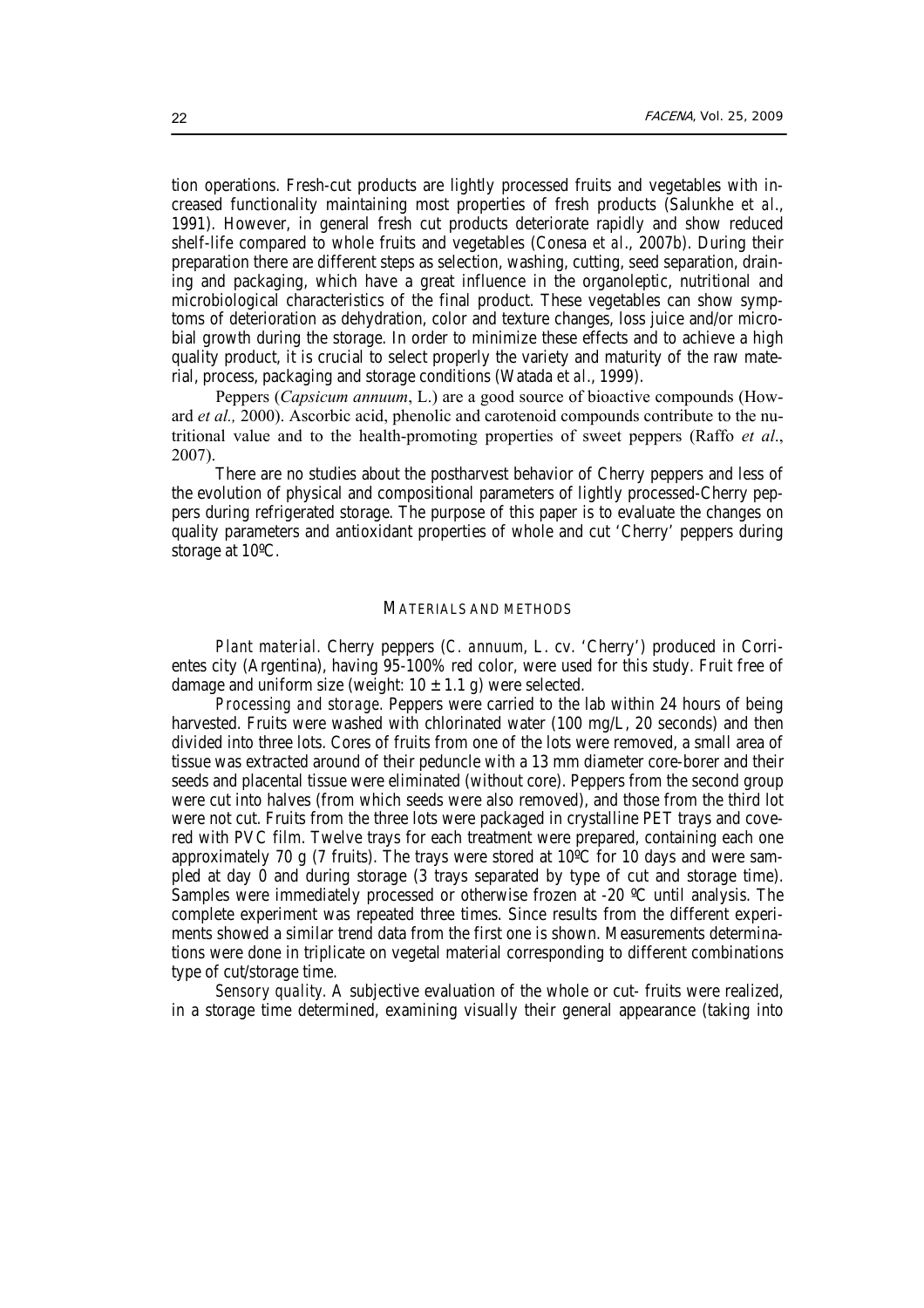tion operations. Fresh-cut products are lightly processed fruits and vegetables with increased functionality maintaining most properties of fresh products (Salunkhe *et al*., 1991). However, in general fresh cut products deteriorate rapidly and show reduced shelf-life compared to whole fruits and vegetables (Conesa *et al*., 2007b). During their preparation there are different steps as selection, washing, cutting, seed separation, draining and packaging, which have a great influence in the organoleptic, nutritional and microbiological characteristics of the final product. These vegetables can show symptoms of deterioration as dehydration, color and texture changes, loss juice and/or microbial growth during the storage. In order to minimize these effects and to achieve a high quality product, it is crucial to select properly the variety and maturity of the raw material, process, packaging and storage conditions (Watada *et al*., 1999).

Peppers (*Capsicum annuum*, L.) are a good source of bioactive compounds (Howard *et al.,* 2000). Ascorbic acid, phenolic and carotenoid compounds contribute to the nutritional value and to the health-promoting properties of sweet peppers (Raffo *et al*., 2007).

There are no studies about the postharvest behavior of Cherry peppers and less of the evolution of physical and compositional parameters of lightly processed-Cherry peppers during refrigerated storage. The purpose of this paper is to evaluate the changes on quality parameters and antioxidant properties of whole and cut 'Cherry' peppers during storage at 10ºC.

## MATERIALS AND METHODS

*Plant material.* Cherry peppers (*C. annuum*, L. cv. 'Cherry') produced in Corrientes city (Argentina), having 95-100% red color, were used for this study. Fruit free of damage and uniform size (weight: $10 \pm 1.1$ g) were selected.

*Processing and storage.* Peppers were carried to the lab within 24 hours of being harvested. Fruits were washed with chlorinated water (100 mg/L, 20 seconds) and then divided into three lots. Cores of fruits from one of the lots were removed, a small area of tissue was extracted around of their peduncle with a 13 mm diameter core-borer and their seeds and placental tissue were eliminated (without core). Peppers from the second group were cut into halves (from which seeds were also removed), and those from the third lot were not cut. Fruits from the three lots were packaged in crystalline PET trays and covered with PVC film. Twelve trays for each treatment were prepared, containing each one approximately 70 g (7 fruits). The trays were stored at 10ºC for 10 days and were sampled at day 0 and during storage (3 trays separated by type of cut and storage time). Samples were immediately processed or otherwise frozen at -20 ºC until analysis. The complete experiment was repeated three times. Since results from the different experiments showed a similar trend data from the first one is shown. Measurements determinations were done in triplicate on vegetal material corresponding to different combinations type of cut/storage time.

*Sensory quality.* A subjective evaluation of the whole or cut- fruits were realized, in a storage time determined, examining visually their general appearance (taking into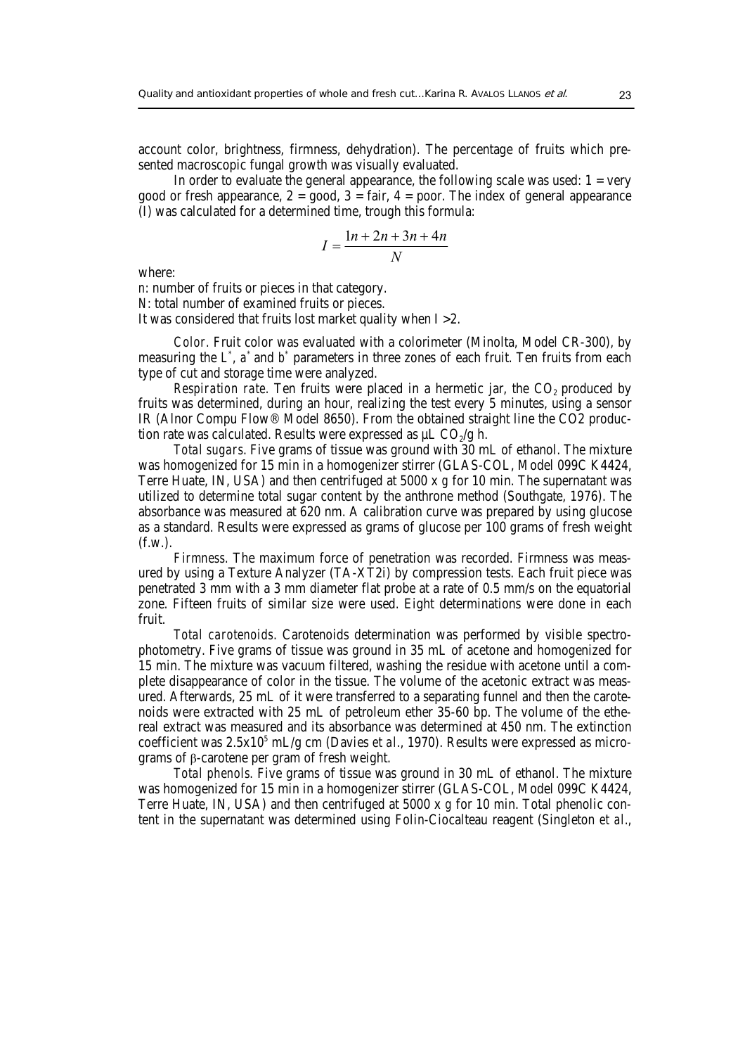account color, brightness, firmness, dehydration). The percentage of fruits which presented macroscopic fungal growth was visually evaluated.

In order to evaluate the general appearance, the following scale was used: 1 = very good or fresh appearance, 2 = good, 3 = fair, 4 = poor. The index of general appearance (I) was calculated for a determined time, trough this formula:

$$I = \frac{1n + 2n + 3n + 4n}{N}$$

where:

*n*: number of fruits or pieces in that category.
*N*: total number of examined fruits or pieces.
It was considered that fruits lost market quality when I >2.

*Color.* Fruit color was evaluated with a colorimeter (Minolta, Model CR-300), by measuring the $L^*$, $a^*$ and $b^*$ parameters in three zones of each fruit. Ten fruits from each type of cut and storage time were analyzed.

*Respiration rate.* Ten fruits were placed in a hermetic jar, the $CO_2$ produced by fruits was determined, during an hour, realizing the test every 5 minutes, using a sensor IR (Alnor Compu Flow® Model 8650). From the obtained straight line the CO2 production rate was calculated. Results were expressed as µL $CO_2$/g h.

*Total sugars.* Five grams of tissue was ground with 30 mL of ethanol. The mixture was homogenized for 15 min in a homogenizer stirrer (GLAS-COL, Model 099C K4424, Terre Huate, IN, USA) and then centrifuged at 5000 x *g* for 10 min. The supernatant was utilized to determine total sugar content by the anthrone method (Southgate, 1976). The absorbance was measured at 620 nm. A calibration curve was prepared by using glucose as a standard. Results were expressed as grams of glucose per 100 grams of fresh weight (f.w.).

*Firmness.* The maximum force of penetration was recorded. Firmness was measured by using a Texture Analyzer (TA-XT2i) by compression tests. Each fruit piece was penetrated 3 mm with a 3 mm diameter flat probe at a rate of 0.5 mm/s on the equatorial zone. Fifteen fruits of similar size were used. Eight determinations were done in each fruit.

*Total carotenoids.* Carotenoids determination was performed by visible spectrophotometry. Five grams of tissue was ground in 35 mL of acetone and homogenized for 15 min. The mixture was vacuum filtered, washing the residue with acetone until a complete disappearance of color in the tissue. The volume of the acetonic extract was measured. Afterwards, 25 mL of it were transferred to a separating funnel and then the carotenoids were extracted with 25 mL of petroleum ether 35-60 bp. The volume of the ethereal extract was measured and its absorbance was determined at 450 nm. The extinction coefficient was $2.5 \times 10^5$ mL/g cm (Davies *et al.*, 1970). Results were expressed as micrograms of β-carotene per gram of fresh weight.

*Total phenols.* Five grams of tissue was ground in 30 mL of ethanol. The mixture was homogenized for 15 min in a homogenizer stirrer (GLAS-COL, Model 099C K4424, Terre Huate, IN, USA) and then centrifuged at 5000 x *g* for 10 min. Total phenolic content in the supernatant was determined using Folin-Ciocalteau reagent (Singleton *et al.*,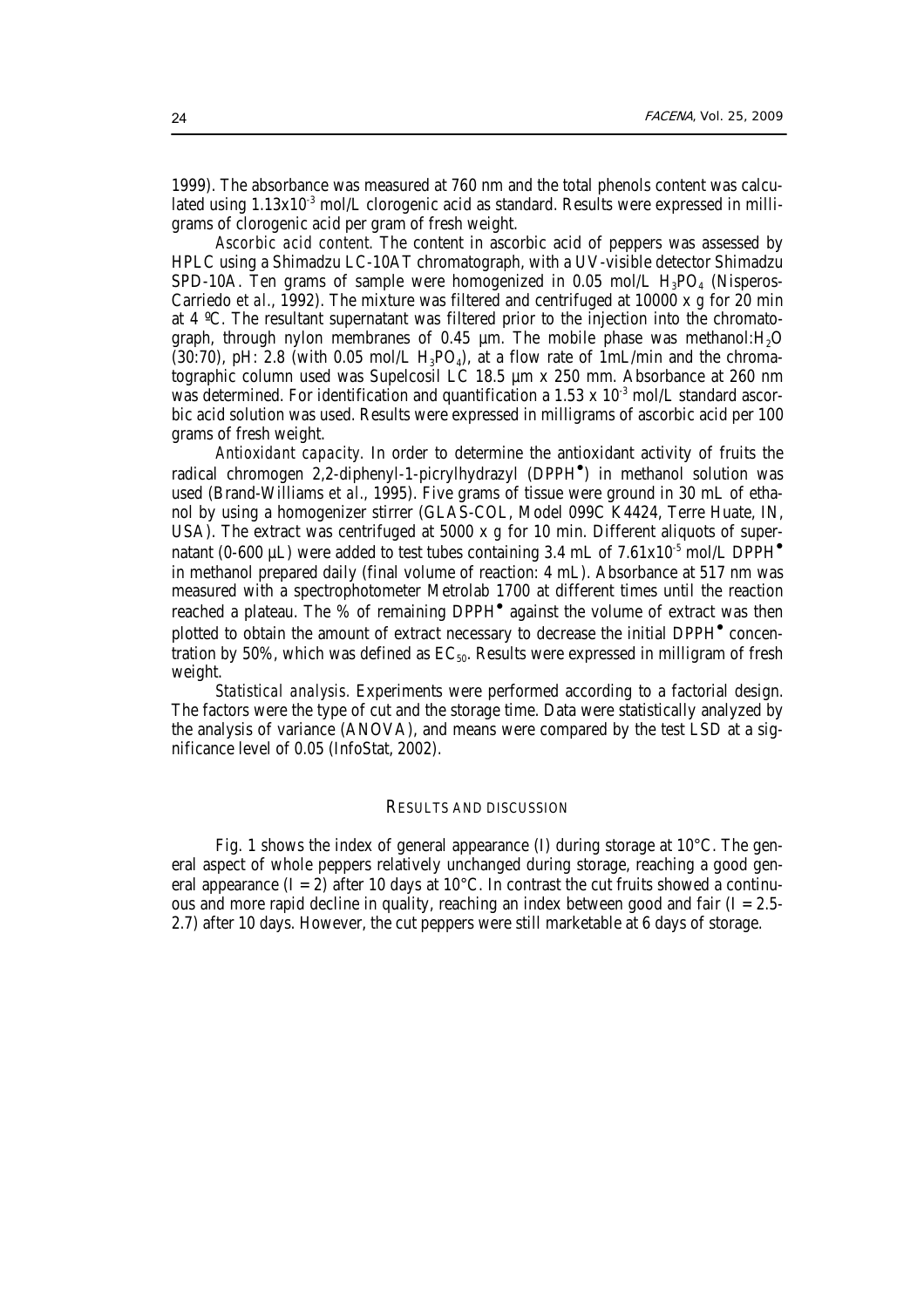1999). The absorbance was measured at 760 nm and the total phenols content was calculated using $1.13 \times 10^{-3}$ mol/L clorogenic acid as standard. Results were expressed in milligrams of clorogenic acid per gram of fresh weight.

*Ascorbic acid content.* The content in ascorbic acid of peppers was assessed by HPLC using a Shimadzu LC-10AT chromatograph, with a UV-visible detector Shimadzu SPD-10A. Ten grams of sample were homogenized in 0.05 mol/L $H_3PO_4$ (Nisperos-Carriedo *et al.*, 1992). The mixture was filtered and centrifuged at 10000 x g for 20 min at 4 ºC. The resultant supernatant was filtered prior to the injection into the chromatograph, through nylon membranes of 0.45 µm. The mobile phase was methanol:$H_2O$ (30:70), pH: 2.8 (with 0.05 mol/L $H_3PO_4$), at a flow rate of 1mL/min and the chromatographic column used was Supelcosil LC 18.5 µm x 250 mm. Absorbance at 260 nm was determined. For identification and quantification a $1.53 \times 10^{-3}$ mol/L standard ascorbic acid solution was used. Results were expressed in milligrams of ascorbic acid per 100 grams of fresh weight.

*Antioxidant capacity.* In order to determine the antioxidant activity of fruits the radical chromogen 2,2-diphenyl-1-picrylhydrazyl ($DPPH^{\bullet}$) in methanol solution was used (Brand-Williams *et al.*, 1995). Five grams of tissue were ground in 30 mL of ethanol by using a homogenizer stirrer (GLAS-COL, Model 099C K4424, Terre Huate, IN, USA). The extract was centrifuged at 5000 x g for 10 min. Different aliquots of supernatant (0-600 µL) were added to test tubes containing 3.4 mL of $7.61 \times 10^{-5}$ mol/L $DPPH^{\bullet}$ in methanol prepared daily (final volume of reaction: 4 mL). Absorbance at 517 nm was measured with a spectrophotometer Metrolab 1700 at different times until the reaction reached a plateau. The % of remaining $DPPH^{\bullet}$ against the volume of extract was then plotted to obtain the amount of extract necessary to decrease the initial $DPPH^{\bullet}$ concentration by 50%, which was defined as $EC_{50}$. Results were expressed in milligram of fresh weight.

*Statistical analysis.* Experiments were performed according to a factorial design. The factors were the type of cut and the storage time. Data were statistically analyzed by the analysis of variance (ANOVA), and means were compared by the test LSD at a significance level of 0.05 (InfoStat, 2002).

## RESULTS AND DISCUSSION

Fig. 1 shows the index of general appearance (I) during storage at 10°C. The general aspect of whole peppers relatively unchanged during storage, reaching a good general appearance (I = 2) after 10 days at 10°C. In contrast the cut fruits showed a continuous and more rapid decline in quality, reaching an index between good and fair (I = 2.5-2.7) after 10 days. However, the cut peppers were still marketable at 6 days of storage.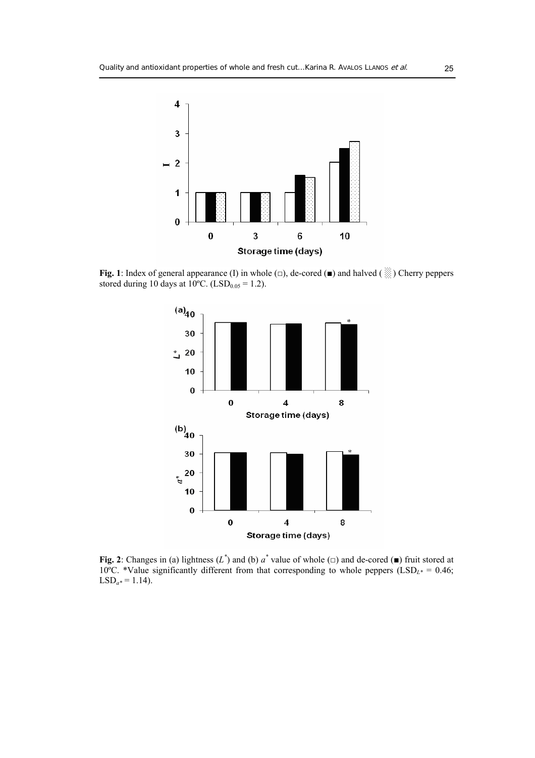**Fig. 1**: Index of general appearance (I) in whole (□), de-cored (■) and halved (░) Cherry peppers stored during 10 days at 10ºC. ($LSD_{0.05} = 1.2$).

**Fig. 2**: Changes in (a) lightness ($L^*$) and (b) $a^*$ value of whole (□) and de-cored (■) fruit stored at 10ºC. *Value significantly different from that corresponding to whole peppers ($LSD_{L^*} = 0.46$; $LSD_{a^*} = 1.14$).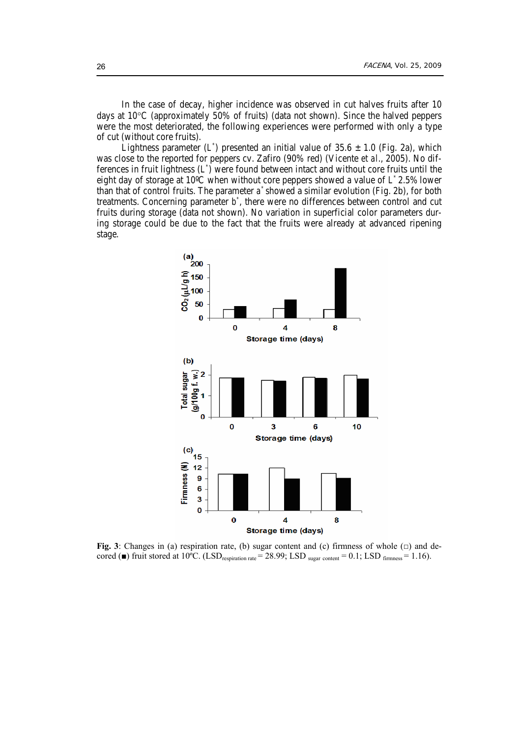In the case of decay, higher incidence was observed in cut halves fruits after 10 days at 10°C (approximately 50% of fruits) (data not shown). Since the halved peppers were the most deteriorated, the following experiences were performed with only a type of cut (without core fruits).

Lightness parameter ($L^*$) presented an initial value of 35.6 ± 1.0 (Fig. 2a), which was close to the reported for peppers cv. Zafiro (90% red) (Vicente *et al*., 2005). No differences in fruit lightness ($L^*$) were found between intact and without core fruits until the eight day of storage at 10ºC when without core peppers showed a value of $L^*$ 2.5% lower than that of control fruits. The parameter $a^*$ showed a similar evolution (Fig. 2b), for both treatments. Concerning parameter $b^*$, there were no differences between control and cut fruits during storage (data not shown). No variation in superficial color parameters during storage could be due to the fact that the fruits were already at advanced ripening stage.

**Fig. 3**: Changes in (a) respiration rate, (b) sugar content and (c) firmness of whole (□) and decored (■) fruit stored at 10ºC. ($LSD_{respiration\ rate} = 28.99$; $LSD_{sugar\ content} = 0.1$; $LSD_{firmness} = 1.16$).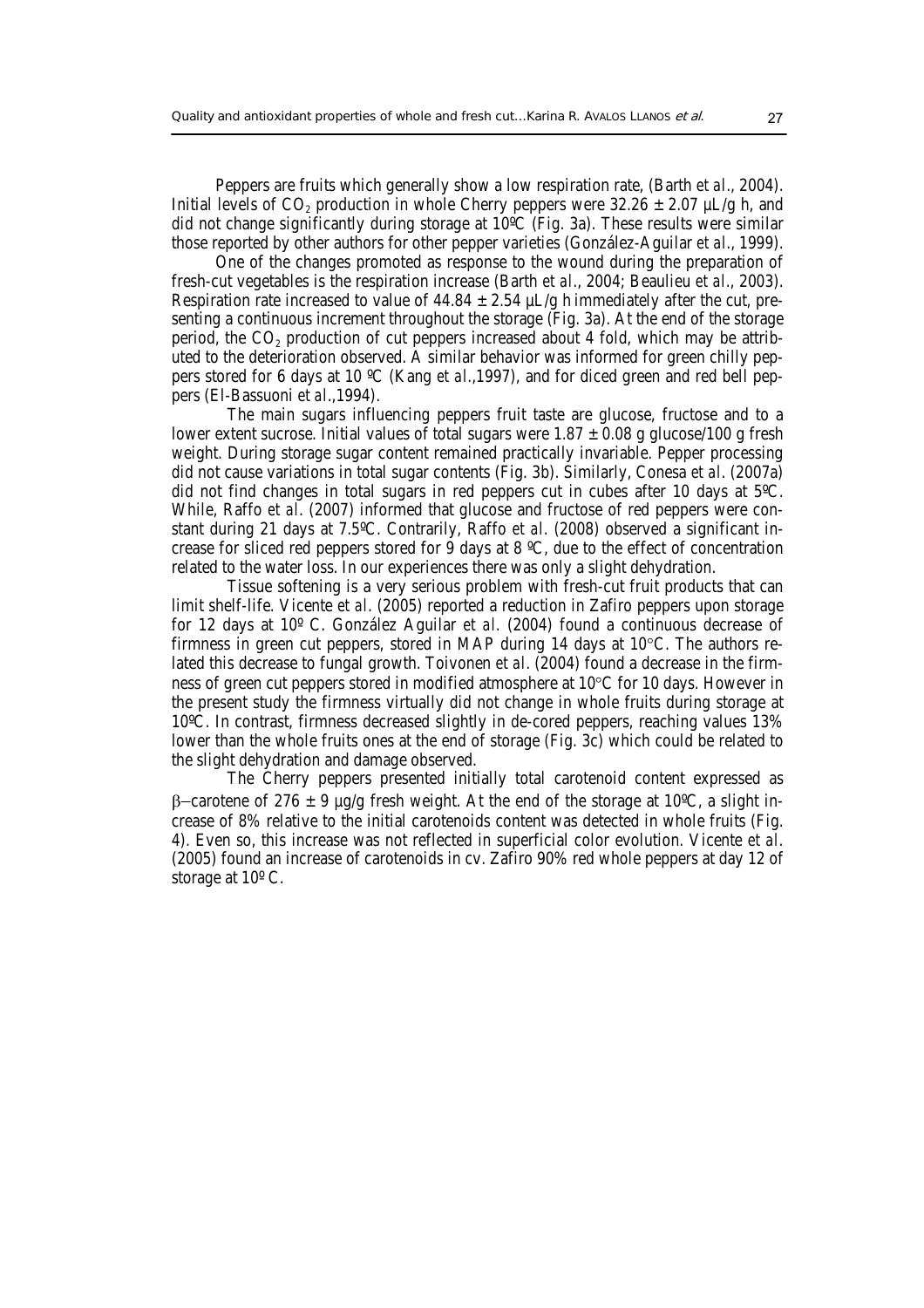Peppers are fruits which generally show a low respiration rate, (Barth *et al*., 2004). Initial levels of $CO_2$ production in whole Cherry peppers were $32.26 \pm 2.07$ µL/g h, and did not change significantly during storage at 10ºC (Fig. 3a). These results were similar those reported by other authors for other pepper varieties (González-Aguilar *et al*., 1999).

One of the changes promoted as response to the wound during the preparation of fresh-cut vegetables is the respiration increase (Barth *et al*., 2004; Beaulieu *et al*., 2003). Respiration rate increased to value of $44.84 \pm 2.54$ µL/g h immediately after the cut, presenting a continuous increment throughout the storage (Fig. 3a). At the end of the storage period, the $CO_2$ production of cut peppers increased about 4 fold, which may be attributed to the deterioration observed. A similar behavior was informed for green chilly peppers stored for 6 days at 10 ºC (Kang *et al*.,1997), and for diced green and red bell peppers (El-Bassuoni *et al*.,1994).

The main sugars influencing peppers fruit taste are glucose, fructose and to a lower extent sucrose. Initial values of total sugars were $1.87 \pm 0.08$ g glucose/100 g fresh weight. During storage sugar content remained practically invariable. Pepper processing did not cause variations in total sugar contents (Fig. 3b). Similarly, Conesa *et al*. (2007a) did not find changes in total sugars in red peppers cut in cubes after 10 days at 5ºC. While, Raffo *et al*. (2007) informed that glucose and fructose of red peppers were constant during 21 days at 7.5ºC. Contrarily, Raffo *et al*. (2008) observed a significant increase for sliced red peppers stored for 9 days at 8 ºC, due to the effect of concentration related to the water loss. In our experiences there was only a slight dehydration.

Tissue softening is a very serious problem with fresh-cut fruit products that can limit shelf-life. Vicente *et al*. (2005) reported a reduction in Zafiro peppers upon storage for 12 days at 10º C. González Aguilar *et al*. (2004) found a continuous decrease of firmness in green cut peppers, stored in MAP during 14 days at 10°C. The authors related this decrease to fungal growth. Toivonen *et al*. (2004) found a decrease in the firmness of green cut peppers stored in modified atmosphere at 10°C for 10 days. However in the present study the firmness virtually did not change in whole fruits during storage at 10ºC. In contrast, firmness decreased slightly in de-cored peppers, reaching values 13% lower than the whole fruits ones at the end of storage (Fig. 3c) which could be related to the slight dehydration and damage observed.

The Cherry peppers presented initially total carotenoid content expressed as $\beta$-carotene of $276 \pm 9$ µg/g fresh weight. At the end of the storage at 10ºC, a slight increase of 8% relative to the initial carotenoids content was detected in whole fruits (Fig. 4). Even so, this increase was not reflected in superficial color evolution. Vicente *et al*. (2005) found an increase of carotenoids in cv. Zafiro 90% red whole peppers at day 12 of storage at 10º C.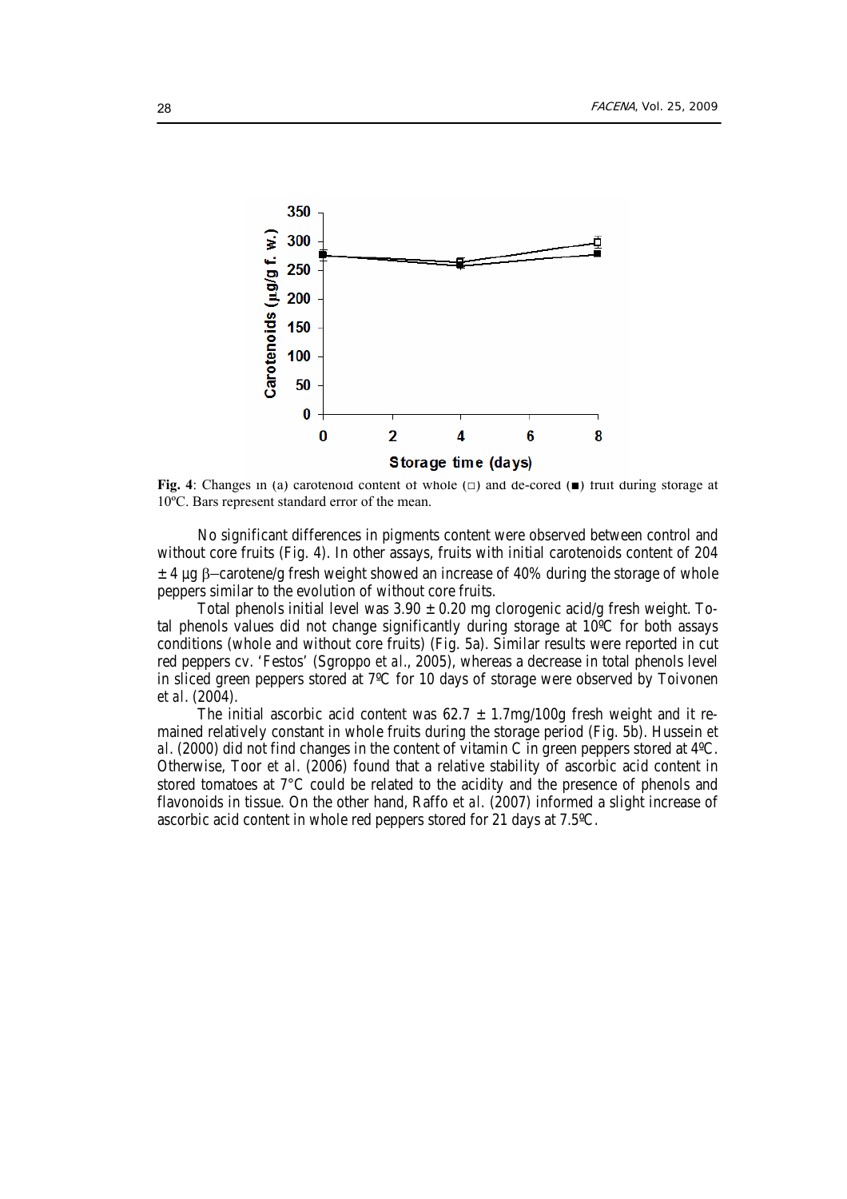**Fig. 4**: Changes in (a) carotenoid content of whole (□) and de-cored (■) fruit during storage at 10ºC. Bars represent standard error of the mean.

No significant differences in pigments content were observed between control and without core fruits (Fig. 4). In other assays, fruits with initial carotenoids content of 204 ± 4 µg β−carotene/g fresh weight showed an increase of 40% during the storage of whole peppers similar to the evolution of without core fruits.

Total phenols initial level was 3.90 ± 0.20 mg clorogenic acid/g fresh weight. Total phenols values did not change significantly during storage at 10ºC for both assays conditions (whole and without core fruits) (Fig. 5a). Similar results were reported in cut red peppers cv. 'Festos' (Sgroppo *et al*., 2005), whereas a decrease in total phenols level in sliced green peppers stored at 7ºC for 10 days of storage were observed by Toivonen *et al*. (2004).

The initial ascorbic acid content was 62.7 ± 1.7mg/100g fresh weight and it remained relatively constant in whole fruits during the storage period (Fig. 5b). Hussein *et al*. (2000) did not find changes in the content of vitamin C in green peppers stored at 4ºC. Otherwise, Toor *et al*. (2006) found that a relative stability of ascorbic acid content in stored tomatoes at 7°C could be related to the acidity and the presence of phenols and flavonoids in tissue. On the other hand, Raffo *et al*. (2007) informed a slight increase of ascorbic acid content in whole red peppers stored for 21 days at 7.5ºC.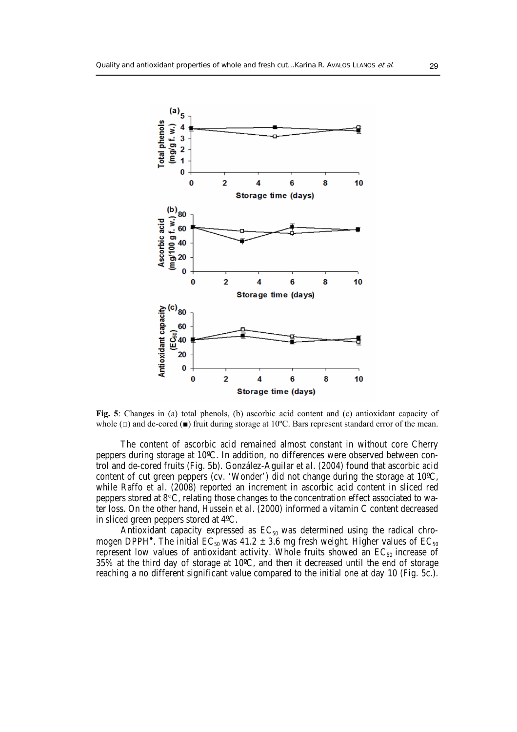**Fig. 5**: Changes in (a) total phenols, (b) ascorbic acid content and (c) antioxidant capacity of whole (□) and de-cored (■) fruit during storage at 10ºC. Bars represent standard error of the mean.

The content of ascorbic acid remained almost constant in without core Cherry peppers during storage at 10ºC. In addition, no differences were observed between control and de-cored fruits (Fig. 5b). González-Aguilar *et al.* (2004) found that ascorbic acid content of cut green peppers (cv. 'Wonder') did not change during the storage at 10ºC, while Raffo *et al.* (2008) reported an increment in ascorbic acid content in sliced red peppers stored at 8°C, relating those changes to the concentration effect associated to water loss. On the other hand, Hussein *et al.* (2000) informed a vitamin C content decreased in sliced green peppers stored at 4ºC.

Antioxidant capacity expressed as $EC_{50}$ was determined using the radical chromogen DPPH$^{\bullet}$. The initial $EC_{50}$ was 41.2 ± 3.6 mg fresh weight. Higher values of $EC_{50}$ represent low values of antioxidant activity. Whole fruits showed an $EC_{50}$ increase of 35% at the third day of storage at 10ºC, and then it decreased until the end of storage reaching a no different significant value compared to the initial one at day 10 (Fig. 5c.).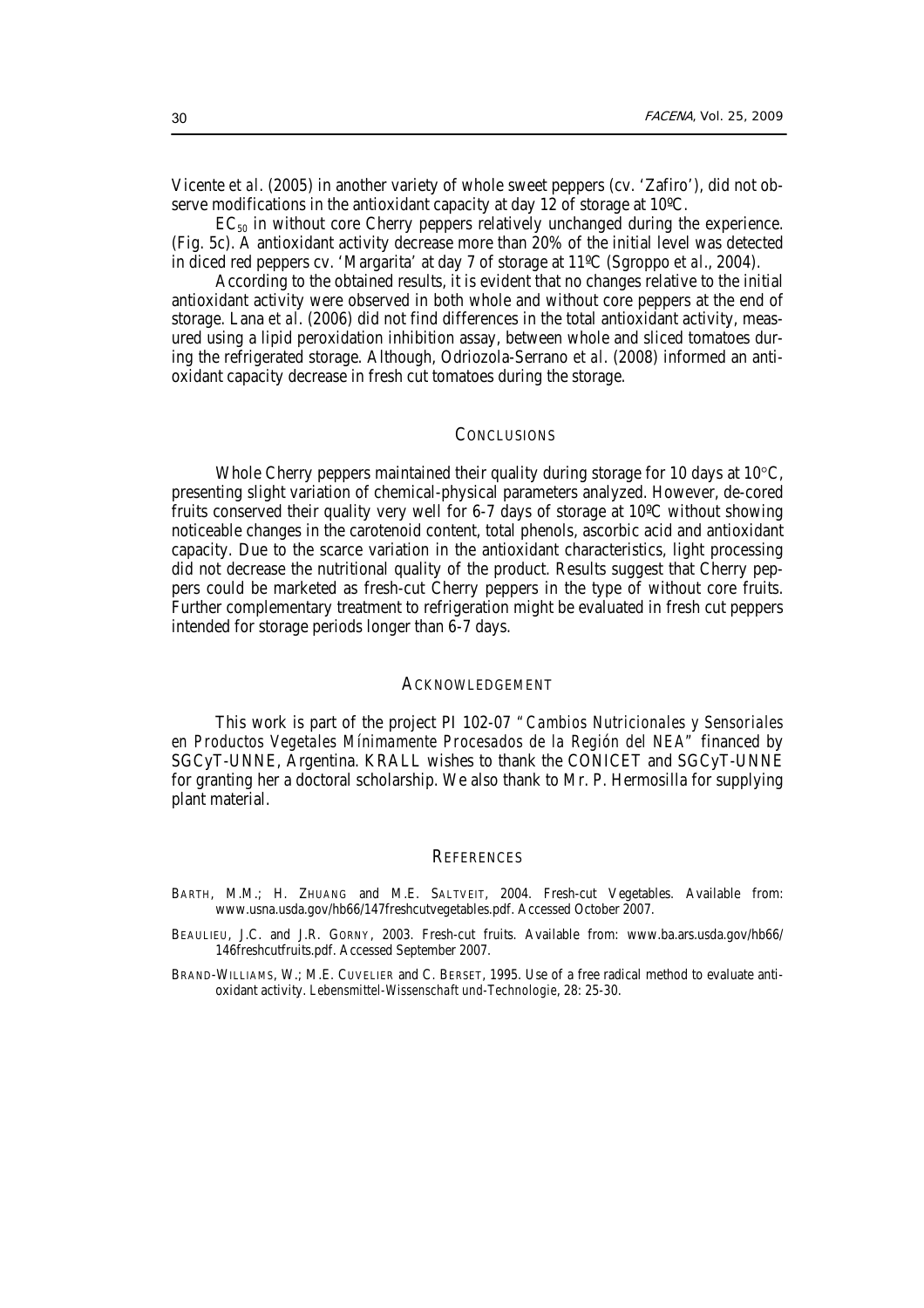Vicente *et al*. (2005) in another variety of whole sweet peppers (cv. 'Zafiro'), did not observe modifications in the antioxidant capacity at day 12 of storage at 10ºC.

$EC_{50}$ in without core Cherry peppers relatively unchanged during the experience. (Fig. 5c). A antioxidant activity decrease more than 20% of the initial level was detected in diced red peppers cv. 'Margarita' at day 7 of storage at 11ºC (Sgroppo *et al*., 2004).

According to the obtained results, it is evident that no changes relative to the initial antioxidant activity were observed in both whole and without core peppers at the end of storage. Lana *et al*. (2006) did not find differences in the total antioxidant activity, measured using a lipid peroxidation inhibition assay, between whole and sliced tomatoes during the refrigerated storage. Although, Odriozola-Serrano *et al*. (2008) informed an antioxidant capacity decrease in fresh cut tomatoes during the storage.

## CONCLUSIONS

Whole Cherry peppers maintained their quality during storage for 10 days at 10°C, presenting slight variation of chemical-physical parameters analyzed. However, de-cored fruits conserved their quality very well for 6-7 days of storage at 10ºC without showing noticeable changes in the carotenoid content, total phenols, ascorbic acid and antioxidant capacity. Due to the scarce variation in the antioxidant characteristics, light processing did not decrease the nutritional quality of the product. Results suggest that Cherry peppers could be marketed as fresh-cut Cherry peppers in the type of without core fruits. Further complementary treatment to refrigeration might be evaluated in fresh cut peppers intended for storage periods longer than 6-7 days.

## ACKNOWLEDGEMENT

This work is part of the project PI 102-07 "*Cambios Nutricionales y Sensoriales en Productos Vegetales Mínimamente Procesados de la Región del NEA*" financed by SGCyT-UNNE, Argentina. KRALL wishes to thank the CONICET and SGCyT-UNNE for granting her a doctoral scholarship. We also thank to Mr. P. Hermosilla for supplying plant material.

## REFERENCES

BARTH, M.M.; H. ZHUANG and M.E. SALTVEIT, 2004. Fresh-cut Vegetables. Available from: www.usna.usda.gov/hb66/147freshcutvegetables.pdf. Accessed October 2007.

BEAULIEU, J.C. and J.R. GORNY, 2003. Fresh-cut fruits. Available from: www.ba.ars.usda.gov/hb66/146freshcutfruits.pdf. Accessed September 2007.

BRAND-WILLIAMS, W.; M.E. CUVELIER and C. BERSET, 1995. Use of a free radical method to evaluate antioxidant activity. *Lebensmittel-Wissenschaft und-Technologie*, 28: 25-30.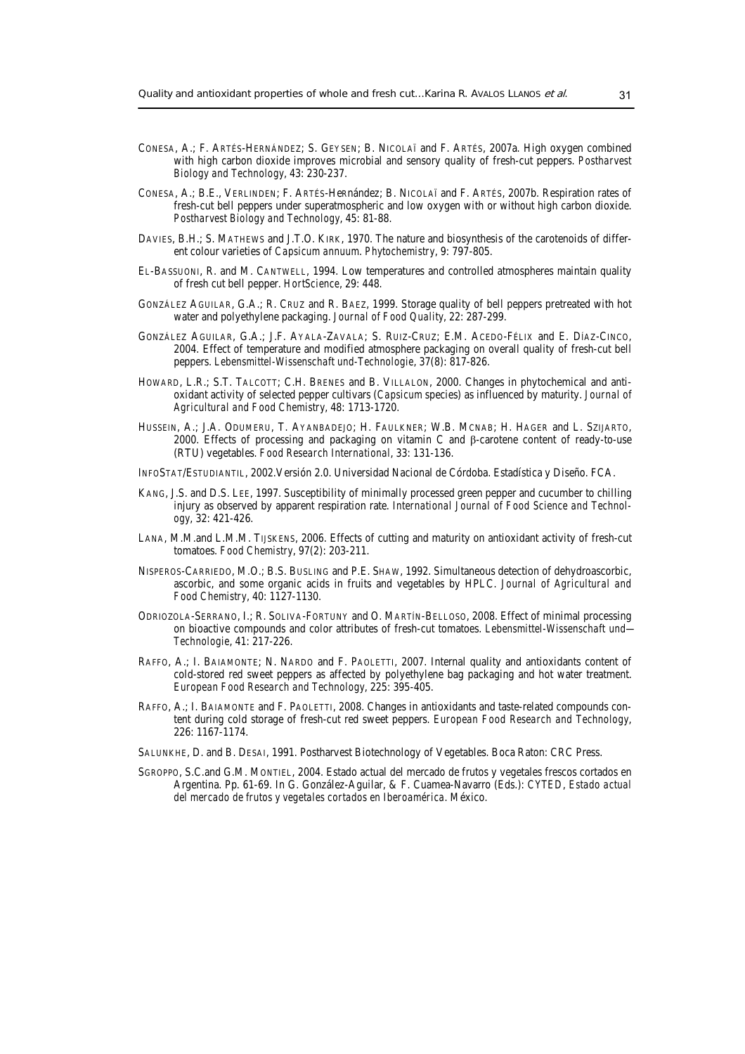CONESA, A.; F. ARTÉS-HERNÁNDEZ; S. GEYSEN; B. NICOLAÏ and F. ARTÉS, 2007a. High oxygen combined with high carbon dioxide improves microbial and sensory quality of fresh-cut peppers. *Postharvest Biology and Technology*, 43: 230-237.

CONESA, A.; B.E., VERLINDEN; F. ARTÉS-Hernández; B. NICOLAÏ and F. ARTÉS, 2007b. Respiration rates of fresh-cut bell peppers under superatmospheric and low oxygen with or without high carbon dioxide. *Postharvest Biology and Technology*, 45: 81-88.

DAVIES, B.H.; S. MATHEWS and J.T.O. KIRK, 1970. The nature and biosynthesis of the carotenoids of different colour varieties of *Capsicum annuum*. *Phytochemistry*, 9: 797-805.

EL-BASSUONI, R. and M. CANTWELL, 1994. Low temperatures and controlled atmospheres maintain quality of fresh cut bell pepper. *HortScience*, 29: 448.

GONZÁLEZ AGUILAR, G.A.; R. CRUZ and R. BAEZ, 1999. Storage quality of bell peppers pretreated with hot water and polyethylene packaging. *Journal of Food Quality*, 22: 287-299.

GONZÁLEZ AGUILAR, G.A.; J.F. AYALA-ZAVALA; S. RUIZ-CRUZ; E.M. ACEDO-FÉLIX and E. DÍAZ-CINCO, 2004. Effect of temperature and modified atmosphere packaging on overall quality of fresh-cut bell peppers. *Lebensmittel-Wissenschaft und-Technologie*, 37(8): 817-826.

HOWARD, L.R.; S.T. TALCOTT; C.H. BRENES and B. VILLALON, 2000. Changes in phytochemical and antioxidant activity of selected pepper cultivars (*Capsicum* species) as influenced by maturity. *Journal of Agricultural and Food Chemistry*, 48: 1713-1720.

HUSSEIN, A.; J.A. ODUMERU, T. AYANBADEJO; H. FAULKNER; W.B. MCNAB; H. HAGER and L. SZIJARTO, 2000. Effects of processing and packaging on vitamin C and β-carotene content of ready-to-use (RTU) vegetables. *Food Research International*, 33: 131-136.

INFOSTAT/ESTUDIANTIL, 2002.Versión 2.0. Universidad Nacional de Córdoba. Estadística y Diseño. FCA.

KANG, J.S. and D.S. LEE, 1997. Susceptibility of minimally processed green pepper and cucumber to chilling injury as observed by apparent respiration rate. *International Journal of Food Science and Technology*, 32: 421-426.

LANA, M.M.and L.M.M. TIJSKENS, 2006. Effects of cutting and maturity on antioxidant activity of fresh-cut tomatoes. *Food Chemistry*, 97(2): 203-211.

NISPEROS-CARRIEDO, M.O.; B.S. BUSLING and P.E. SHAW, 1992. Simultaneous detection of dehydroascorbic, ascorbic, and some organic acids in fruits and vegetables by HPLC. *Journal of Agricultural and Food Chemistry*, 40: 1127-1130.

ODRIOZOLA-SERRANO, I.; R. SOLIVA-FORTUNY and O. MARTÍN-BELLOSO, 2008. Effect of minimal processing on bioactive compounds and color attributes of fresh-cut tomatoes. *Lebensmittel-Wissenschaft und—Technologie*, 41: 217-226.

RAFFO, A.; I. BAIAMONTE; N. NARDO and F. PAOLETTI, 2007. Internal quality and antioxidants content of cold-stored red sweet peppers as affected by polyethylene bag packaging and hot water treatment. *European Food Research and Technology*, 225: 395-405.

RAFFO, A.; I. BAIAMONTE and F. PAOLETTI, 2008. Changes in antioxidants and taste-related compounds content during cold storage of fresh-cut red sweet peppers. *European Food Research and Technology*, 226: 1167-1174.

SALUNKHE, D. and B. DESAI, 1991. Postharvest Biotechnology of Vegetables. Boca Raton: CRC Press.

SGROPPO, S.C.and G.M. MONTIEL, 2004. Estado actual del mercado de frutos y vegetales frescos cortados en Argentina. Pp. 61-69. In G. González-Aguilar, & F. Cuamea-Navarro (Eds.): CYTED, *Estado actual del mercado de frutos y vegetales cortados en Iberoamérica*. México.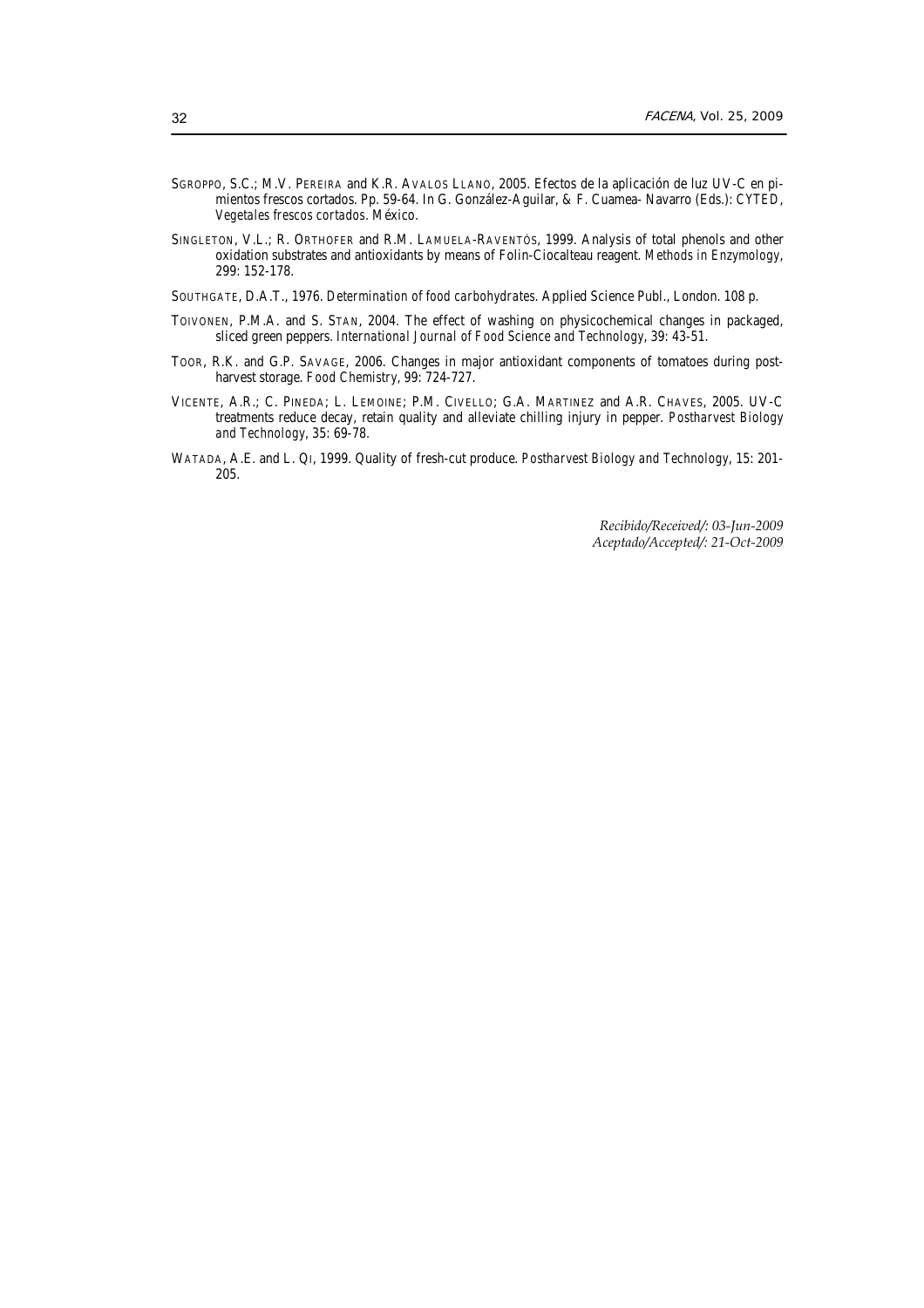SGROPPO, S.C.; M.V. PEREIRA and K.R. AVALOS LLANO, 2005. Efectos de la aplicación de luz UV-C en pimientos frescos cortados. Pp. 59-64. In G. González-Aguilar, & F. Cuamea- Navarro (Eds.): *CYTED, Vegetales frescos cortados*. México.

SINGLETON, V.L.; R. ORTHOFER and R.M. LAMUELA-RAVENTÓS, 1999. Analysis of total phenols and other oxidation substrates and antioxidants by means of Folin-Ciocalteau reagent. *Methods in Enzymology*, 299: 152-178.

SOUTHGATE, D.A.T., 1976. *Determination of food carbohydrates*. Applied Science Publ., London. 108 p.

TOIVONEN, P.M.A. and S. STAN, 2004. The effect of washing on physicochemical changes in packaged, sliced green peppers. *International Journal of Food Science and Technology*, 39: 43-51.

TOOR, R.K. and G.P. SAVAGE, 2006. Changes in major antioxidant components of tomatoes during post-harvest storage. *Food Chemistry*, 99: 724-727.

VICENTE, A.R.; C. PINEDA; L. LEMOINE; P.M. CIVELLO; G.A. MARTINEZ and A.R. CHAVES, 2005. UV-C treatments reduce decay, retain quality and alleviate chilling injury in pepper. *Postharvest Biology and Technology*, 35: 69-78.

WATADA, A.E. and L. QI, 1999. Quality of fresh-cut produce. *Postharvest Biology and Technology*, 15: 201-205.

*Recibido/Received/: 03-Jun-2009*
*Aceptado/Accepted/: 21-Oct-2009*